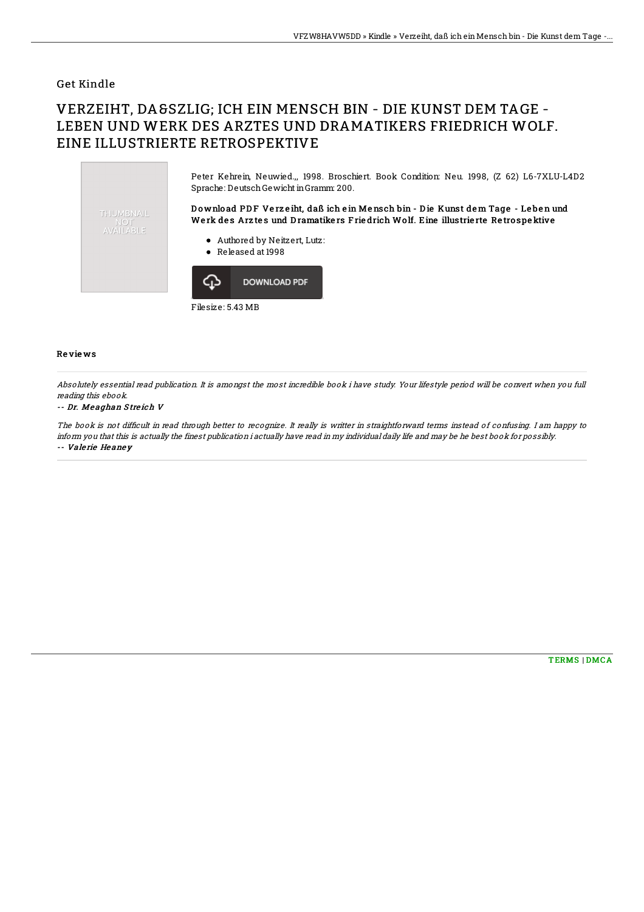Get Kindle

# VERZEIHT, DA&SZLIG; ICH EIN MENSCH BIN - DIE KUNST DEM TAGE - LEBEN UND WERK DES ARZTES UND DRAMATIKERS FRIEDRICH WOLF. EINE ILLUSTRIERTE RETROSPEKTIVE

THUMBNAIL NOT AVAILABLE

Peter Kehrein, Neuwied.,, 1998. Broschiert. Book Condition: Neu. 1998, (Z 62) L6-7XLU-L4D2 Sprache: Deutsch Gewicht in Gramm: 200.

**Download PDF Verzeiht, daß ich ein Mensch bin - Die Kunst dem Tage - Leben und Werk des Arztes und Dramatikers Friedrich Wolf. Eine illustrierte Retrospektive**

- Authored by Neitzert, Lutz:
- Released at 1998

DOWNLOAD PDF

Filesize: 5.43 MB

## Reviews

*Absolutely essential read publication. It is amongst the most incredible book i have study. Your lifestyle period will be convert when you full reading this ebook.*

-- *Dr. Meaghan Streich V*

*The book is not difficult in read through better to recognize. It really is writter in straightforward terms instead of confusing. I am happy to inform you that this is actually the finest publication i actually have read in my individual daily life and may be he best book for possibly.*

-- *Valerie Heaney*

TERMS | DMCA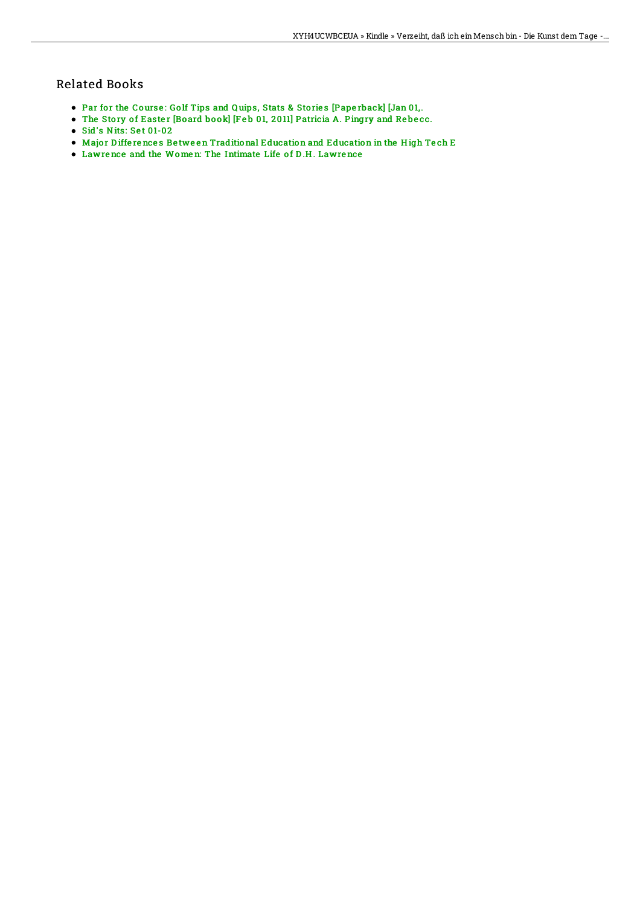## Related Books

- Par for the Course: Golf Tips and Quips, Stats & Stories [Paperback] [Jan 01,.
- The Story of Easter [Board book] [Feb 01, 2011] Patricia A. Pingry and Rebecc.
- Sid's Nits: Set 01-02
- Major Differences Between Traditional Education and Education in the High Tech E
- Lawrence and the Women: The Intimate Life of D.H. Lawrence